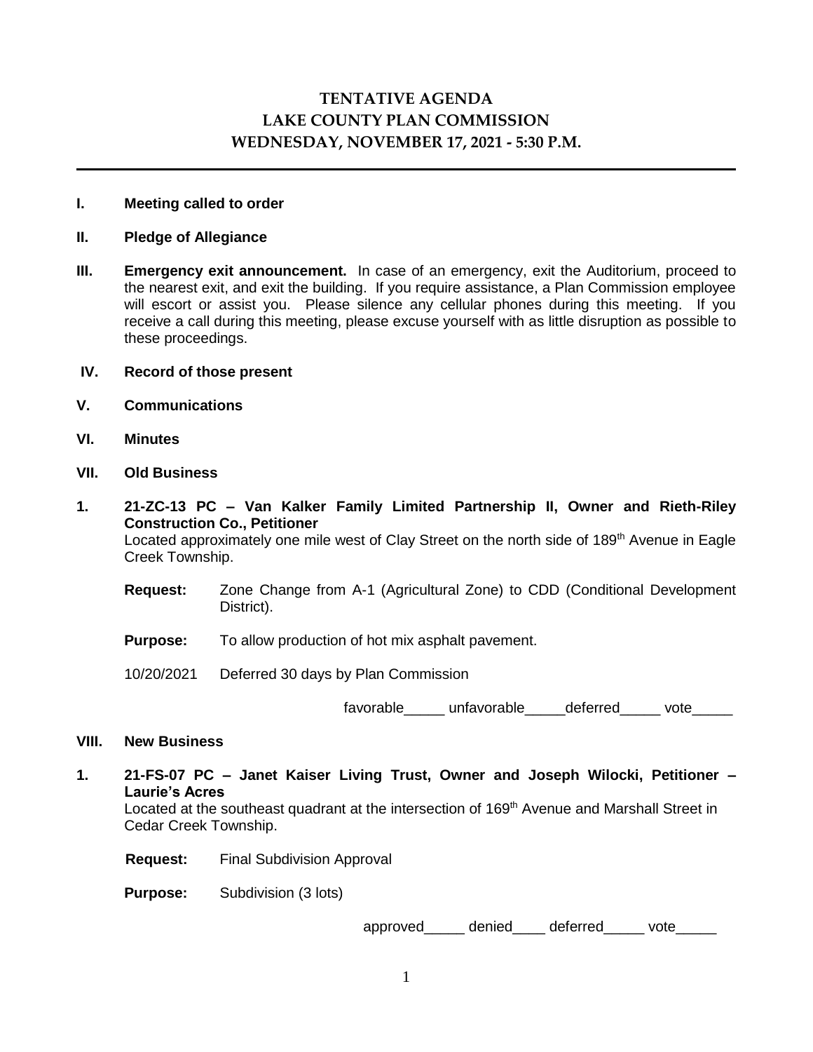# TENTATIVE AGENDA
# LAKE COUNTY PLAN COMMISSION
# WEDNESDAY, NOVEMBER 17, 2021 - 5:30 P.M.

---

**I. Meeting called to order**

**II. Pledge of Allegiance**

**III. Emergency exit announcement.** In case of an emergency, exit the Auditorium, proceed to the nearest exit, and exit the building. If you require assistance, a Plan Commission employee will escort or assist you. Please silence any cellular phones during this meeting. If you receive a call during this meeting, please excuse yourself with as little disruption as possible to these proceedings.

**IV. Record of those present**

**V. Communications**

**VI. Minutes**

**VII. Old Business**

**1. 21-ZC-13 PC – Van Kalker Family Limited Partnership II, Owner and Rieth-Riley Construction Co., Petitioner**
Located approximately one mile west of Clay Street on the north side of 189th Avenue in Eagle Creek Township.

**Request:** Zone Change from A-1 (Agricultural Zone) to CDD (Conditional Development District).

**Purpose:** To allow production of hot mix asphalt pavement.

10/20/2021 Deferred 30 days by Plan Commission

favorable_____ unfavorable_____deferred_____ vote_____

**VIII. New Business**

**1. 21-FS-07 PC – Janet Kaiser Living Trust, Owner and Joseph Wilocki, Petitioner – Laurie's Acres**
Located at the southeast quadrant at the intersection of 169th Avenue and Marshall Street in Cedar Creek Township.

**Request:** Final Subdivision Approval

**Purpose:** Subdivision (3 lots)

approved_____ denied____ deferred_____ vote_____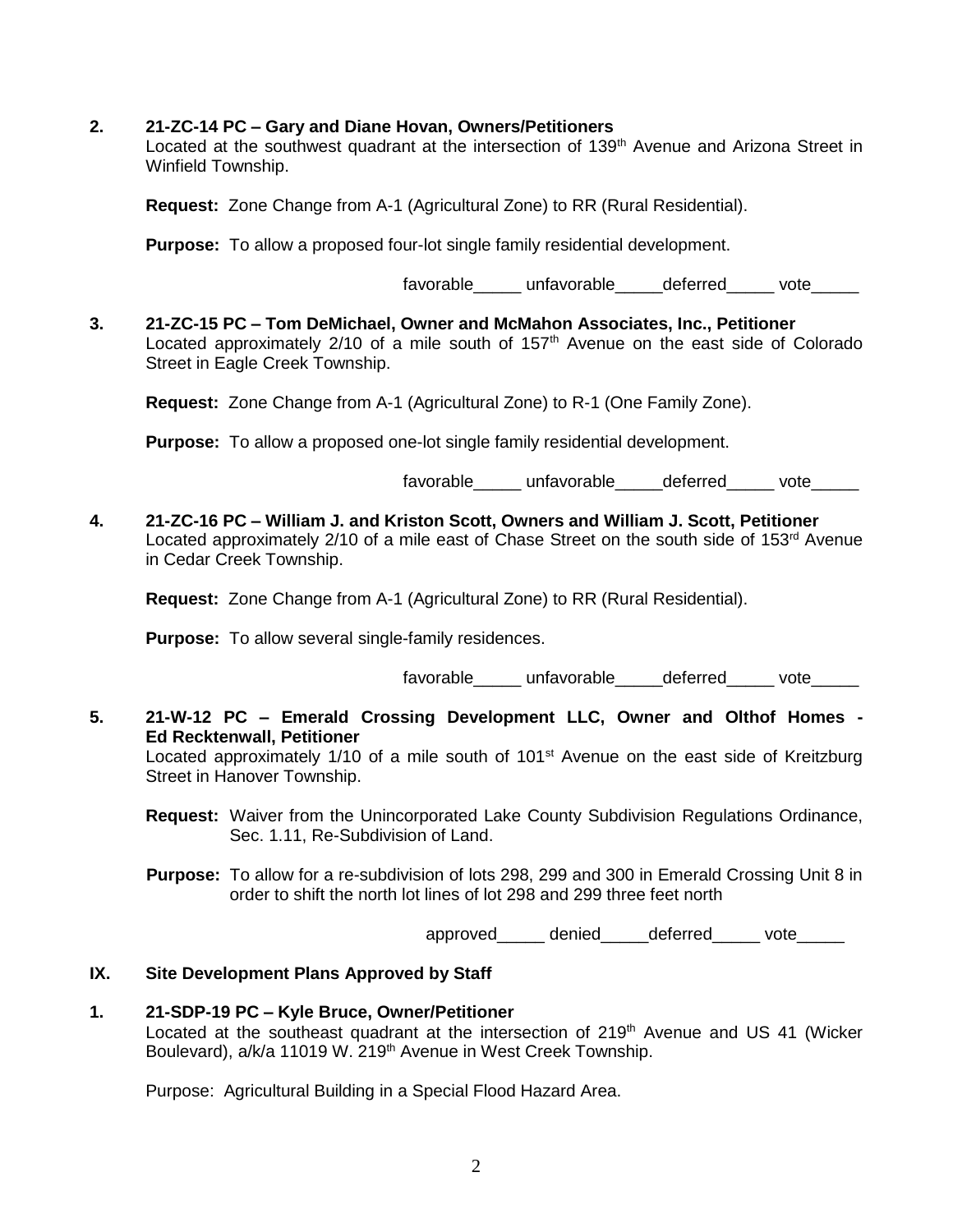2. **21-ZC-14 PC – Gary and Diane Hovan, Owners/Petitioners**
   Located at the southwest quadrant at the intersection of 139th Avenue and Arizona Street in Winfield Township.

   **Request:** Zone Change from A-1 (Agricultural Zone) to RR (Rural Residential).

   **Purpose:** To allow a proposed four-lot single family residential development.

   favorable_____ unfavorable_____deferred_____ vote_____

3. **21-ZC-15 PC – Tom DeMichael, Owner and McMahon Associates, Inc., Petitioner**
   Located approximately 2/10 of a mile south of 157th Avenue on the east side of Colorado Street in Eagle Creek Township.

   **Request:** Zone Change from A-1 (Agricultural Zone) to R-1 (One Family Zone).

   **Purpose:** To allow a proposed one-lot single family residential development.

   favorable_____ unfavorable_____deferred_____ vote_____

4. **21-ZC-16 PC – William J. and Kriston Scott, Owners and William J. Scott, Petitioner**
   Located approximately 2/10 of a mile east of Chase Street on the south side of 153rd Avenue in Cedar Creek Township.

   **Request:** Zone Change from A-1 (Agricultural Zone) to RR (Rural Residential).

   **Purpose:** To allow several single-family residences.

   favorable_____ unfavorable_____deferred_____ vote_____

5. **21-W-12 PC – Emerald Crossing Development LLC, Owner and Olthof Homes - Ed Recktenwall, Petitioner**
   Located approximately 1/10 of a mile south of 101st Avenue on the east side of Kreitzburg Street in Hanover Township.

   **Request:** Waiver from the Unincorporated Lake County Subdivision Regulations Ordinance, Sec. 1.11, Re-Subdivision of Land.

   **Purpose:** To allow for a re-subdivision of lots 298, 299 and 300 in Emerald Crossing Unit 8 in order to shift the north lot lines of lot 298 and 299 three feet north

   approved_____ denied_____deferred_____ vote_____

## IX. Site Development Plans Approved by Staff

1. **21-SDP-19 PC – Kyle Bruce, Owner/Petitioner**
   Located at the southeast quadrant at the intersection of 219th Avenue and US 41 (Wicker Boulevard), a/k/a 11019 W. 219th Avenue in West Creek Township.

   Purpose: Agricultural Building in a Special Flood Hazard Area.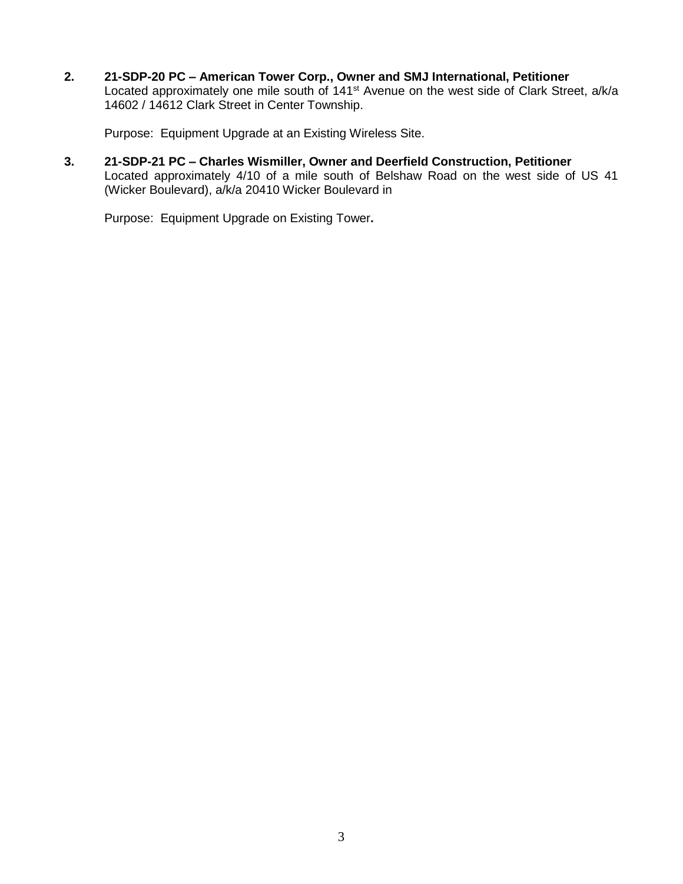**2. 21-SDP-20 PC – American Tower Corp., Owner and SMJ International, Petitioner**
Located approximately one mile south of 141st Avenue on the west side of Clark Street, a/k/a 14602 / 14612 Clark Street in Center Township.

Purpose: Equipment Upgrade at an Existing Wireless Site.

**3. 21-SDP-21 PC – Charles Wismiller, Owner and Deerfield Construction, Petitioner**
Located approximately 4/10 of a mile south of Belshaw Road on the west side of US 41 (Wicker Boulevard), a/k/a 20410 Wicker Boulevard in

Purpose: Equipment Upgrade on Existing Tower**.**